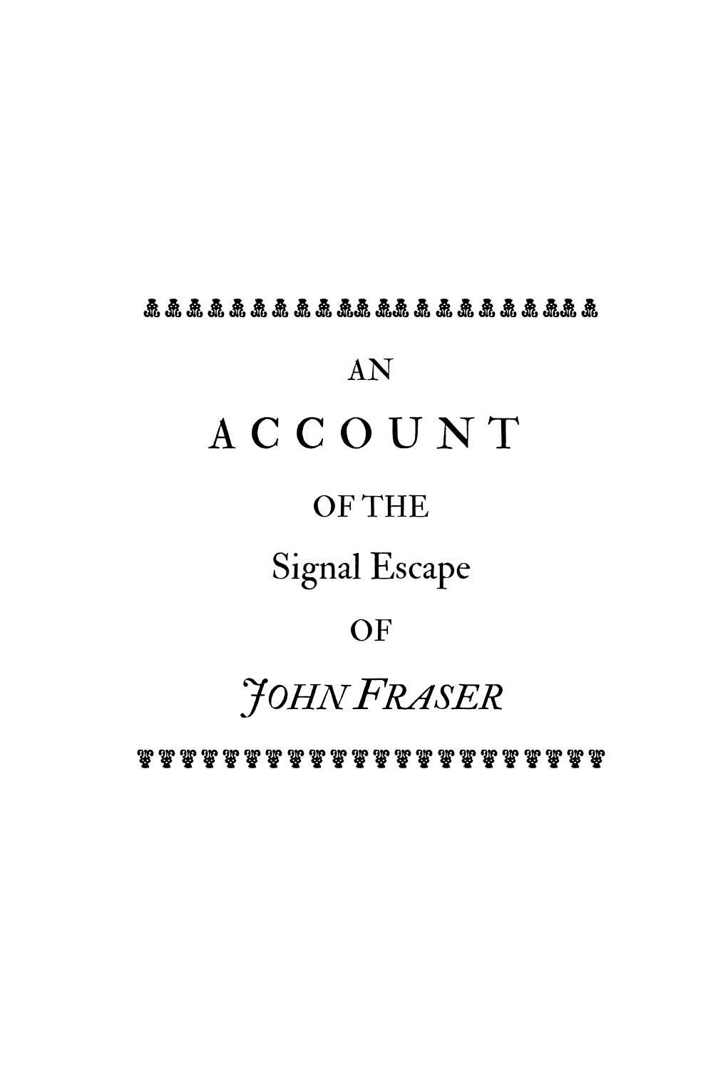AN

# ACCOUNT

OF THE

Signal Escape

OF

*JOHN FRASER*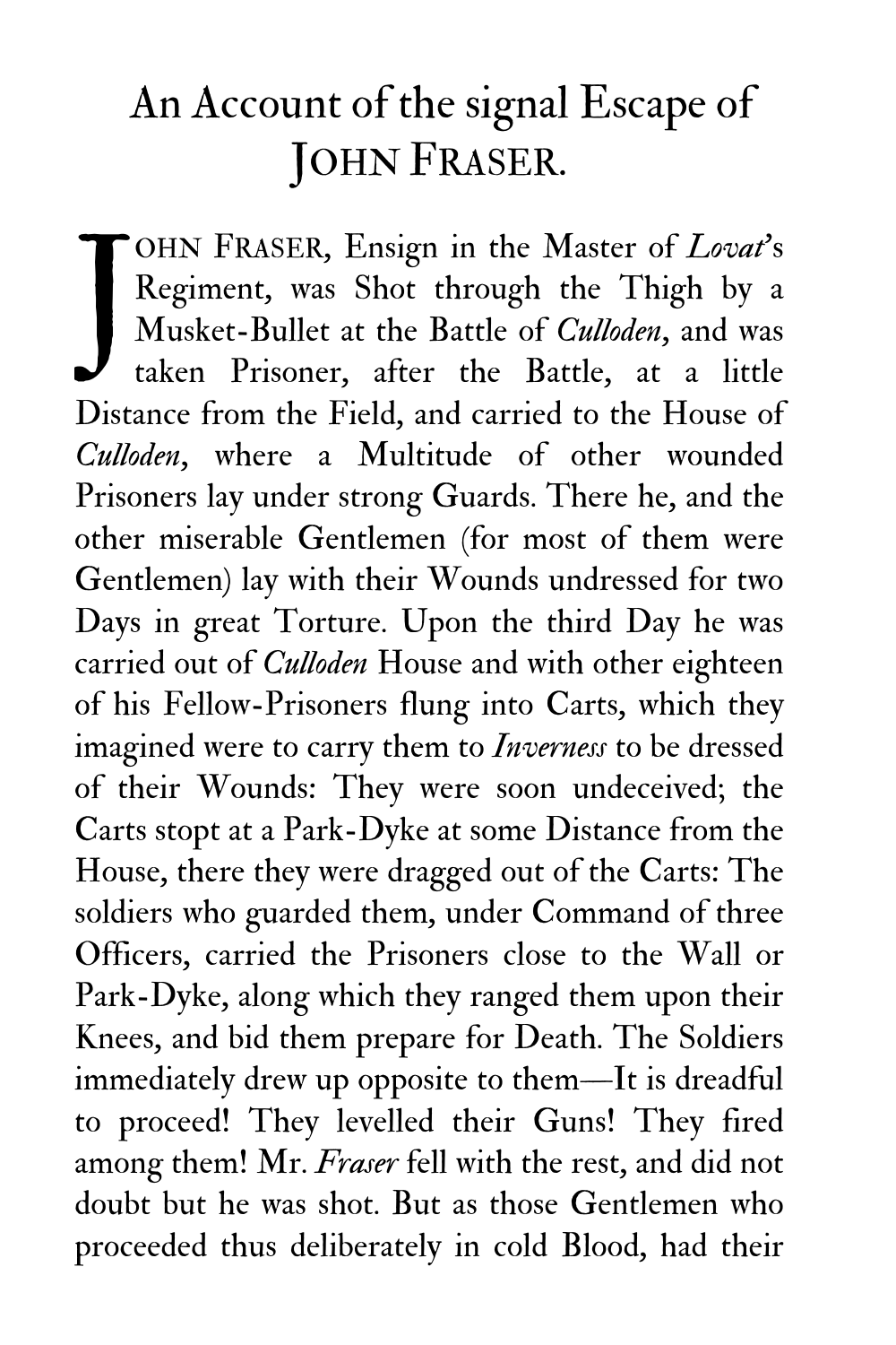# An Account of the signal Escape of JOHN FRASER.

JOHN FRASER, Ensign in the Master of *Lovat*'s Regiment, was Shot through the Thigh by a Musket-Bullet at the Battle of *Culloden*, and was taken Prisoner, after the Battle, at a little Distance from the Field, and carried to the House of *Culloden*, where a Multitude of other wounded Prisoners lay under strong Guards. There he, and the other miserable Gentlemen (for most of them were Gentlemen) lay with their Wounds undressed for two Days in great Torture. Upon the third Day he was carried out of *Culloden* House and with other eighteen of his Fellow-Prisoners flung into Carts, which they imagined were to carry them to *Inverness* to be dressed of their Wounds: They were soon undeceived; the Carts stopt at a Park-Dyke at some Distance from the House, there they were dragged out of the Carts: The soldiers who guarded them, under Command of three Officers, carried the Prisoners close to the Wall or Park-Dyke, along which they ranged them upon their Knees, and bid them prepare for Death. The Soldiers immediately drew up opposite to them—It is dreadful to proceed! They levelled their Guns! They fired among them! Mr. *Fraser* fell with the rest, and did not doubt but he was shot. But as those Gentlemen who proceeded thus deliberately in cold Blood, had their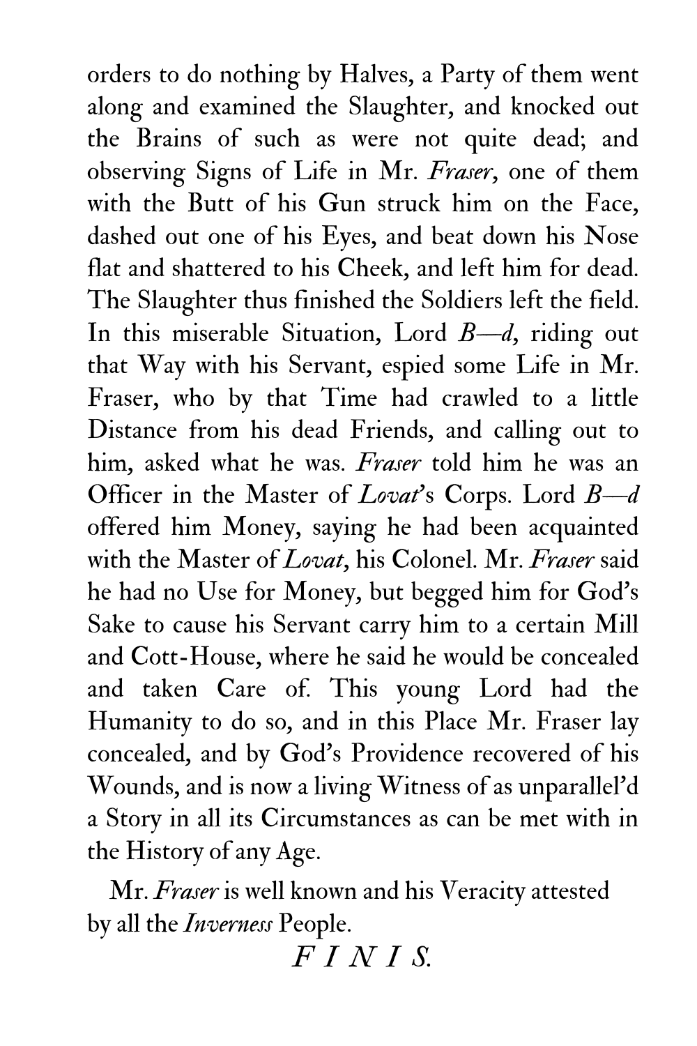orders to do nothing by Halves, a Party of them went along and examined the Slaughter, and knocked out the Brains of such as were not quite dead; and observing Signs of Life in Mr. *Fraser*, one of them with the Butt of his Gun struck him on the Face, dashed out one of his Eyes, and beat down his Nose flat and shattered to his Cheek, and left him for dead. The Slaughter thus finished the Soldiers left the field. In this miserable Situation, Lord *B—d*, riding out that Way with his Servant, espied some Life in Mr. Fraser, who by that Time had crawled to a little Distance from his dead Friends, and calling out to him, asked what he was. *Fraser* told him he was an Officer in the Master of *Lovat*'s Corps. Lord *B—d* offered him Money, saying he had been acquainted with the Master of *Lovat*, his Colonel. Mr. *Fraser* said he had no Use for Money, but begged him for God's Sake to cause his Servant carry him to a certain Mill and Cott-House, where he said he would be concealed and taken Care of. This young Lord had the Humanity to do so, and in this Place Mr. Fraser lay concealed, and by God's Providence recovered of his Wounds, and is now a living Witness of as unparallel'd a Story in all its Circumstances as can be met with in the History of any Age.

Mr. *Fraser* is well known and his Veracity attested by all the *Inverness* People.

*F I N I S.*